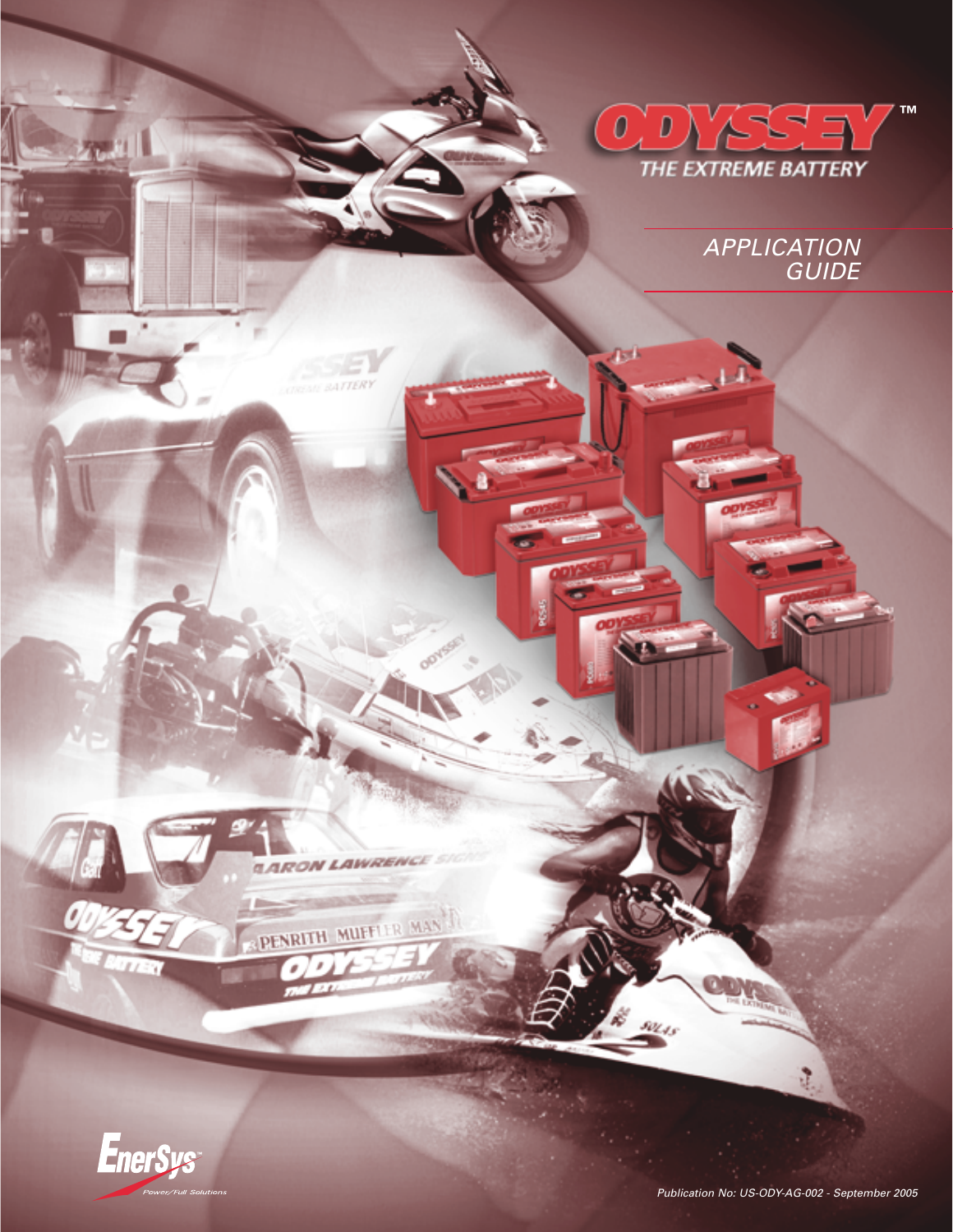# ODYSSEY™

THE EXTREME BATTERY

## APPLICATION GUIDE

EnerSys

Power/Full Solutions

*Publication No: US-ODY-AG-002 - September 2005*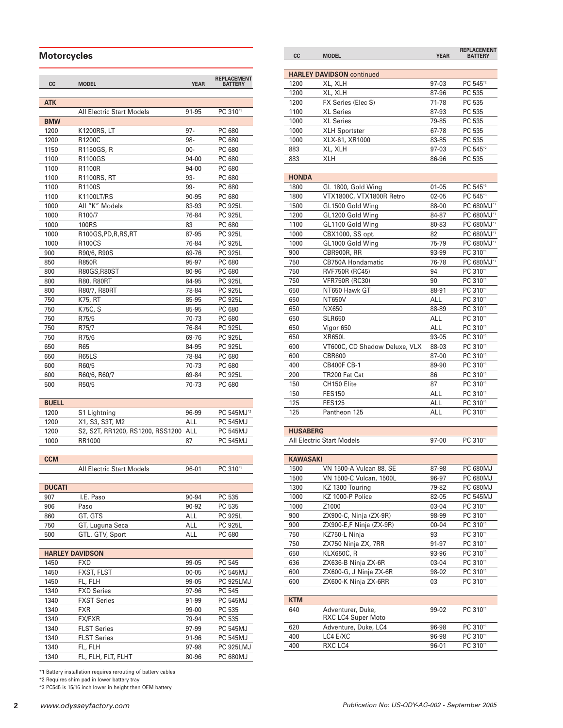## Motorcycles

| CC | MODEL | YEAR | REPLACEMENT BATTERY |
|---|---|---|---|
| **ATK** | | | |
| | All Electric Start Models | 91-95 | PC 310*1 |
| **BMW** | | | |
| 1200 | K1200RS, LT | 97- | PC 680 |
| 1200 | R1200C | 98- | PC 680 |
| 1150 | R1150GS, R | 00- | PC 680 |
| 1100 | R1100GS | 94-00 | PC 680 |
| 1100 | R1100R | 94-00 | PC 680 |
| 1100 | R1100RS, RT | 93- | PC 680 |
| 1100 | R1100S | 99- | PC 680 |
| 1100 | K1100LT/RS | 90-95 | PC 680 |
| 1000 | All "K" Models | 83-93 | PC 925L |
| 1000 | R100/7 | 76-84 | PC 925L |
| 1000 | 100RS | 83 | PC 680 |
| 1000 | R100GS,PD,R,RS,RT | 87-95 | PC 925L |
| 1000 | R100CS | 76-84 | PC 925L |
| 900 | R90/6, R90S | 69-76 | PC 925L |
| 850 | R850R | 95-97 | PC 680 |
| 800 | R80GS,R80ST | 80-96 | PC 680 |
| 800 | R80, R80RT | 84-95 | PC 925L |
| 800 | R80/7, R80RT | 78-84 | PC 925L |
| 750 | K75, RT | 85-95 | PC 925L |
| 750 | K75C, S | 85-95 | PC 680 |
| 750 | R75/5 | 70-73 | PC 680 |
| 750 | R75/7 | 76-84 | PC 925L |
| 750 | R75/6 | 69-76 | PC 925L |
| 650 | R65 | 84-95 | PC 925L |
| 650 | R65LS | 78-84 | PC 680 |
| 600 | R60/5 | 70-73 | PC 680 |
| 600 | R60/6, R60/7 | 69-84 | PC 925L |
| 500 | R50/5 | 70-73 | PC 680 |
| **BUELL** | | | |
| 1200 | S1 Lightning | 96-99 | PC 545MJ*2 |
| 1200 | X1, S3, S3T, M2 | ALL | PC 545MJ |
| 1200 | S2, S2T, RR1200, RS1200, RSS1200 | ALL | PC 545MJ |
| 1000 | RR1000 | 87 | PC 545MJ |
| **CCM** | | | |
| | All Electric Start Models | 96-01 | PC 310*1 |
| **DUCATI** | | | |
| 907 | I.E. Paso | 90-94 | PC 535 |
| 906 | Paso | 90-92 | PC 535 |
| 860 | GT, GTS | ALL | PC 925L |
| 750 | GT, Luguna Seca | ALL | PC 925L |
| 500 | GTL, GTV, Sport | ALL | PC 680 |
| **HARLEY DAVIDSON** | | | |
| 1450 | FXD | 99-05 | PC 545 |
| 1450 | FXST, FLST | 00-05 | PC 545MJ |
| 1450 | FL, FLH | 99-05 | PC 925LMJ |
| 1340 | FXD Series | 97-96 | PC 545 |
| 1340 | FXST Series | 91-99 | PC 545MJ |
| 1340 | FXR | 99-00 | PC 535 |
| 1340 | FX/FXR | 79-94 | PC 535 |
| 1340 | FLST Series | 97-99 | PC 545MJ |
| 1340 | FLST Series | 91-96 | PC 545MJ |
| 1340 | FL, FLH | 97-98 | PC 925LMJ |
| 1340 | FL, FLH, FLT, FLHT | 80-96 | PC 680MJ |
| **HARLEY DAVIDSON** continued | | | |
| 1200 | XL, XLH | 97-03 | PC 545*2 |
| 1200 | XL, XLH | 87-96 | PC 535 |
| 1200 | FX Series (Elec S) | 71-78 | PC 535 |
| 1100 | XL Series | 87-93 | PC 535 |
| 1000 | XL Series | 79-85 | PC 535 |
| 1000 | XLH Sportster | 67-78 | PC 535 |
| 1000 | XLX-61, XR1000 | 83-85 | PC 535 |
| 883 | XL, XLH | 97-03 | PC 545*2 |
| 883 | XLH | 86-96 | PC 535 |
| **HONDA** | | | |
| 1800 | GL 1800, Gold Wing | 01-05 | PC 545*3 |
| 1800 | VTX1800C, VTX1800R Retro | 02-05 | PC 545*3 |
| 1500 | GL1500 Gold Wing | 88-00 | PC 680MJ*1 |
| 1200 | GL1200 Gold Wing | 84-87 | PC 680MJ*1 |
| 1100 | GL1100 Gold Wing | 80-83 | PC 680MJ*1 |
| 1000 | CBX1000, SS opt. | 82 | PC 680MJ*1 |
| 1000 | GL1000 Gold Wing | 75-79 | PC 680MJ*1 |
| 900 | CBR900R, RR | 93-99 | PC 310*1 |
| 750 | CB750A Hondamatic | 76-78 | PC 680MJ*1 |
| 750 | RVF750R (RC45) | 94 | PC 310*1 |
| 750 | VFR750R (RC30) | 90 | PC 310*1 |
| 650 | NT650 Hawk GT | 88-91 | PC 310*1 |
| 650 | NT650V | ALL | PC 310*1 |
| 650 | NX650 | 88-89 | PC 310*1 |
| 650 | SLR650 | ALL | PC 310*1 |
| 650 | Vigor 650 | ALL | PC 310*1 |
| 650 | XR650L | 93-05 | PC 310*1 |
| 600 | VT600C, CD Shadow Deluxe, VLX | 88-03 | PC 310*1 |
| 600 | CBR600 | 87-00 | PC 310*1 |
| 400 | CB400F CB-1 | 89-90 | PC 310*1 |
| 200 | TR200 Fat Cat | 86 | PC 310*1 |
| 150 | CH150 Elite | 87 | PC 310*1 |
| 150 | FES150 | ALL | PC 310*1 |
| 125 | FES125 | ALL | PC 310*1 |
| 125 | Pantheon 125 | ALL | PC 310*1 |
| **HUSABERG** | | | |
| | All Electric Start Models | 97-00 | PC 310*1 |
| **KAWASAKI** | | | |
| 1500 | VN 1500-A Vulcan 88, SE | 87-98 | PC 680MJ |
| 1500 | VN 1500-C Vulcan, 1500L | 96-97 | PC 680MJ |
| 1300 | KZ 1300 Touring | 79-82 | PC 680MJ |
| 1000 | KZ 1000-P Police | 82-05 | PC 545MJ |
| 1000 | Z1000 | 03-04 | PC 310*1 |
| 900 | ZX900-C, Ninja (ZX-9R) | 98-99 | PC 310*1 |
| 900 | ZX900-E,F Ninja (ZX-9R) | 00-04 | PC 310*1 |
| 750 | KZ750-L Ninja | 93 | PC 310*1 |
| 750 | ZX750 Ninja ZX, 7RR | 91-97 | PC 310*1 |
| 650 | KLX650C, R | 93-96 | PC 310*1 |
| 636 | ZX636-B Ninja ZX-6R | 03-04 | PC 310*1 |
| 600 | ZX600-G, J Ninja ZX-6R | 98-02 | PC 310*1 |
| 600 | ZX600-K Ninja ZX-6RR | 03 | PC 310*1 |
| **KTM** | | | |
| 640 | Adventurer, Duke, RXC LC4 Super Moto | 99-02 | PC 310*1 |
| 620 | Adventure, Duke, LC4 | 96-98 | PC 310*1 |
| 400 | LC4 E/XC | 96-98 | PC 310*1 |
| 400 | RXC LC4 | 96-01 | PC 310*1 |

*1 Battery installation requires rerouting of battery cables
*2 Requires shim pad in lower battery tray
*3 PC545 is 15/16 inch lower in height then OEM battery

www.odysseyfactory.com

*Publication No: US-ODY-AG-002 - September 2005*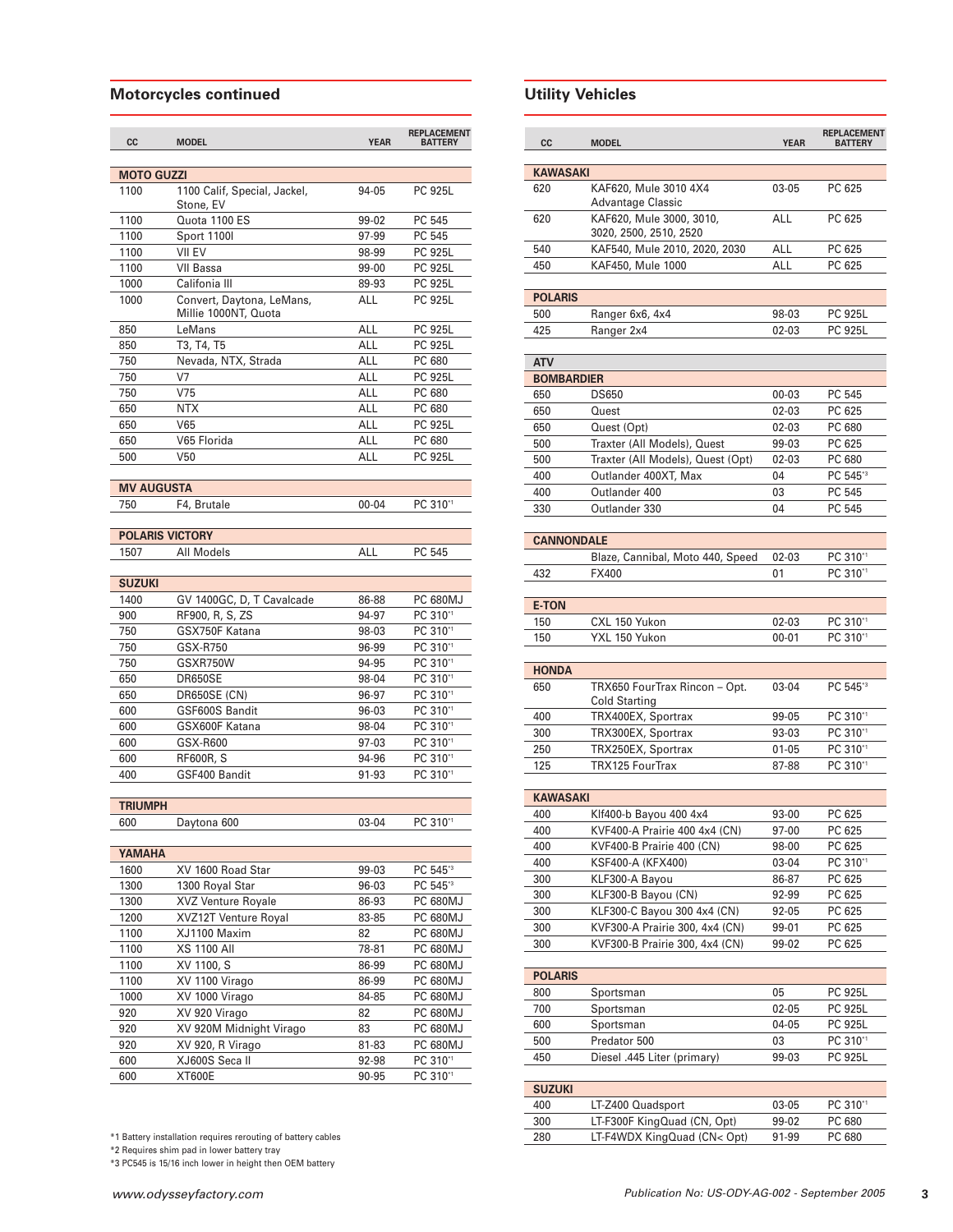## Motorcycles continued

| CC | MODEL | YEAR | REPLACEMENT BATTERY |
|---|---|---|---|
| **MOTO GUZZI** | | | |
| 1100 | 1100 Calif, Special, Jackel, Stone, EV | 94-05 | PC 925L |
| 1100 | Quota 1100 ES | 99-02 | PC 545 |
| 1100 | Sport 1100I | 97-99 | PC 545 |
| 1100 | VII EV | 98-99 | PC 925L |
| 1100 | VII Bassa | 99-00 | PC 925L |
| 1000 | Califonia III | 89-93 | PC 925L |
| 1000 | Convert, Daytona, LeMans, Millie 1000NT, Quota | ALL | PC 925L |
| 850 | LeMans | ALL | PC 925L |
| 850 | T3, T4, T5 | ALL | PC 925L |
| 750 | Nevada, NTX, Strada | ALL | PC 680 |
| 750 | V7 | ALL | PC 925L |
| 750 | V75 | ALL | PC 680 |
| 650 | NTX | ALL | PC 680 |
| 650 | V65 | ALL | PC 925L |
| 650 | V65 Florida | ALL | PC 680 |
| 500 | V50 | ALL | PC 925L |
| **MV AUGUSTA** | | | |
| 750 | F4, Brutale | 00-04 | PC 310*1 |
| **POLARIS VICTORY** | | | |
| 1507 | All Models | ALL | PC 545 |
| **SUZUKI** | | | |
| 1400 | GV 1400GC, D, T Cavalcade | 86-88 | PC 680MJ |
| 900 | RF900, R, S, ZS | 94-97 | PC 310*1 |
| 750 | GSX750F Katana | 98-03 | PC 310*1 |
| 750 | GSX-R750 | 96-99 | PC 310*1 |
| 750 | GSXR750W | 94-95 | PC 310*1 |
| 650 | DR650SE | 98-04 | PC 310*1 |
| 650 | DR650SE (CN) | 96-97 | PC 310*1 |
| 600 | GSF600S Bandit | 96-03 | PC 310*1 |
| 600 | GSX600F Katana | 98-04 | PC 310*1 |
| 600 | GSX-R600 | 97-03 | PC 310*1 |
| 600 | RF600R, S | 94-96 | PC 310*1 |
| 400 | GSF400 Bandit | 91-93 | PC 310*1 |
| **TRIUMPH** | | | |
| 600 | Daytona 600 | 03-04 | PC 310*1 |
| **YAMAHA** | | | |
| 1600 | XV 1600 Road Star | 99-03 | PC 545*3 |
| 1300 | 1300 Royal Star | 96-03 | PC 545*3 |
| 1300 | XVZ Venture Royale | 86-93 | PC 680MJ |
| 1200 | XVZ12T Venture Royal | 83-85 | PC 680MJ |
| 1100 | XJ1100 Maxim | 82 | PC 680MJ |
| 1100 | XS 1100 All | 78-81 | PC 680MJ |
| 1100 | XV 1100, S | 86-99 | PC 680MJ |
| 1100 | XV 1100 Virago | 86-99 | PC 680MJ |
| 1000 | XV 1000 Virago | 84-85 | PC 680MJ |
| 920 | XV 920 Virago | 82 | PC 680MJ |
| 920 | XV 920M Midnight Virago | 83 | PC 680MJ |
| 920 | XV 920, R Virago | 81-83 | PC 680MJ |
| 600 | XJ600S Seca II | 92-98 | PC 310*1 |
| 600 | XT600E | 90-95 | PC 310*1 |

*1 Battery installation requires rerouting of battery cables
*2 Requires shim pad in lower battery tray
*3 PC545 is 15/16 inch lower in height then OEM battery

## Utility Vehicles

| CC | MODEL | YEAR | REPLACEMENT BATTERY |
|---|---|---|---|
| **KAWASAKI** | | | |
| 620 | KAF620, Mule 3010 4X4 Advantage Classic | 03-05 | PC 625 |
| 620 | KAF620, Mule 3000, 3010, 3020, 2500, 2510, 2520 | ALL | PC 625 |
| 540 | KAF540, Mule 2010, 2020, 2030 | ALL | PC 625 |
| 450 | KAF450, Mule 1000 | ALL | PC 625 |
| **POLARIS** | | | |
| 500 | Ranger 6x6, 4x4 | 98-03 | PC 925L |
| 425 | Ranger 2x4 | 02-03 | PC 925L |
| **ATV** | | | |
| **BOMBARDIER** | | | |
| 650 | DS650 | 00-03 | PC 545 |
| 650 | Quest | 02-03 | PC 625 |
| 650 | Quest (Opt) | 02-03 | PC 680 |
| 500 | Traxter (All Models), Quest | 99-03 | PC 625 |
| 500 | Traxter (All Models), Quest (Opt) | 02-03 | PC 680 |
| 400 | Outlander 400XT, Max | 04 | PC 545*3 |
| 400 | Outlander 400 | 03 | PC 545 |
| 330 | Outlander 330 | 04 | PC 545 |
| **CANNONDALE** | | | |
| | Blaze, Cannibal, Moto 440, Speed | 02-03 | PC 310*1 |
| 432 | FX400 | 01 | PC 310*1 |
| **E-TON** | | | |
| 150 | CXL 150 Yukon | 02-03 | PC 310*1 |
| 150 | YXL 150 Yukon | 00-01 | PC 310*1 |
| **HONDA** | | | |
| 650 | TRX650 FourTrax Rincon – Opt. Cold Starting | 03-04 | PC 545*3 |
| 400 | TRX400EX, Sportrax | 99-05 | PC 310*1 |
| 300 | TRX300EX, Sportrax | 93-03 | PC 310*1 |
| 250 | TRX250EX, Sportrax | 01-05 | PC 310*1 |
| 125 | TRX125 FourTrax | 87-88 | PC 310*1 |
| **KAWASAKI** | | | |
| 400 | KIf400-b Bayou 400 4x4 | 93-00 | PC 625 |
| 400 | KVF400-A Prairie 400 4x4 (CN) | 97-00 | PC 625 |
| 400 | KVF400-B Prairie 400 (CN) | 98-00 | PC 625 |
| 400 | KSF400-A (KFX400) | 03-04 | PC 310*1 |
| 300 | KLF300-A Bayou | 86-87 | PC 625 |
| 300 | KLF300-B Bayou (CN) | 92-99 | PC 625 |
| 300 | KLF300-C Bayou 300 4x4 (CN) | 92-05 | PC 625 |
| 300 | KVF300-A Prairie 300, 4x4 (CN) | 99-01 | PC 625 |
| 300 | KVF300-B Prairie 300, 4x4 (CN) | 99-02 | PC 625 |
| **POLARIS** | | | |
| 800 | Sportsman | 05 | PC 925L |
| 700 | Sportsman | 02-05 | PC 925L |
| 600 | Sportsman | 04-05 | PC 925L |
| 500 | Predator 500 | 03 | PC 310*1 |
| 450 | Diesel .445 Liter (primary) | 99-03 | PC 925L |
| **SUZUKI** | | | |
| 400 | LT-Z400 Quadsport | 03-05 | PC 310*1 |
| 300 | LT-F300F KingQuad (CN, Opt) | 99-02 | PC 680 |
| 280 | LT-F4WDX KingQuad (CN< Opt) | 91-99 | PC 680 |

*www.odysseyfactory.com*

*Publication No: US-ODY-AG-002 - September 2005*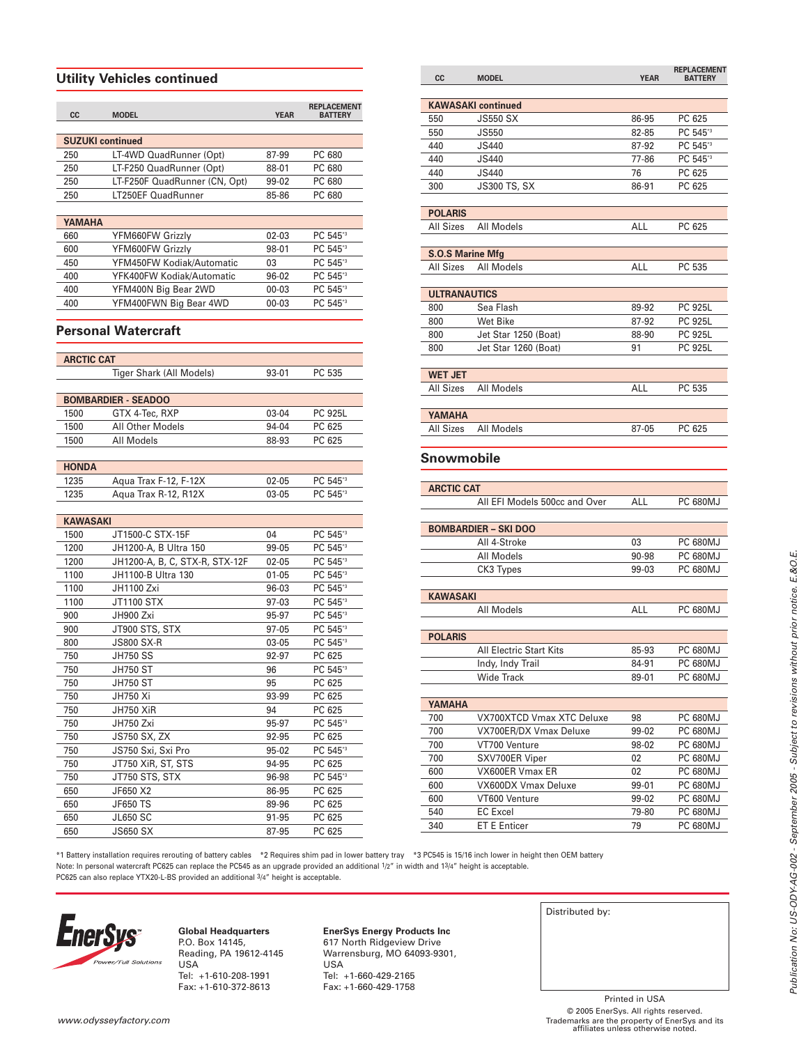## Utility Vehicles continued

| CC | MODEL | YEAR | REPLACEMENT BATTERY |
|---|---|---|---|
| **SUZUKI continued** | | | |
| 250 | LT-4WD QuadRunner (Opt) | 87-99 | PC 680 |
| 250 | LT-F250 QuadRunner (Opt) | 88-01 | PC 680 |
| 250 | LT-F250F QuadRunner (CN, Opt) | 99-02 | PC 680 |
| 250 | LT250EF QuadRunner | 85-86 | PC 680 |
| **YAMAHA** | | | |
| 660 | YFM660FW Grizzly | 02-03 | PC 545*3 |
| 600 | YFM600FW Grizzly | 98-01 | PC 545*3 |
| 450 | YFM450FW Kodiak/Automatic | 03 | PC 545*3 |
| 400 | YFK400FW Kodiak/Automatic | 96-02 | PC 545*3 |
| 400 | YFM400N Big Bear 2WD | 00-03 | PC 545*3 |
| 400 | YFM400FWN Big Bear 4WD | 00-03 | PC 545*3 |

## Personal Watercraft

| CC | MODEL | YEAR | REPLACEMENT BATTERY |
|---|---|---|---|
| **ARCTIC CAT** | | | |
| | Tiger Shark (All Models) | 93-01 | PC 535 |
| **BOMBARDIER - SEADOO** | | | |
| 1500 | GTX 4-Tec, RXP | 03-04 | PC 925L |
| 1500 | All Other Models | 94-04 | PC 625 |
| 1500 | All Models | 88-93 | PC 625 |
| **HONDA** | | | |
| 1235 | Aqua Trax F-12, F-12X | 02-05 | PC 545*3 |
| 1235 | Aqua Trax R-12, R12X | 03-05 | PC 545*3 |
| **KAWASAKI** | | | |
| 1500 | JT1500-C STX-15F | 04 | PC 545*3 |
| 1200 | JH1200-A, B Ultra 150 | 99-05 | PC 545*3 |
| 1200 | JH1200-A, B, C, STX-R, STX-12F | 02-05 | PC 545*3 |
| 1100 | JH1100-B Ultra 130 | 01-05 | PC 545*3 |
| 1100 | JH1100 Zxi | 96-03 | PC 545*3 |
| 1100 | JT1100 STX | 97-03 | PC 545*3 |
| 900 | JH900 Zxi | 95-97 | PC 545*3 |
| 900 | JT900 STS, STX | 97-05 | PC 545*3 |
| 800 | JS800 SX-R | 03-05 | PC 545*3 |
| 750 | JH750 SS | 92-97 | PC 625 |
| 750 | JH750 ST | 96 | PC 545*3 |
| 750 | JH750 ST | 95 | PC 625 |
| 750 | JH750 Xi | 93-99 | PC 625 |
| 750 | JH750 XiR | 94 | PC 625 |
| 750 | JH750 Zxi | 95-97 | PC 545*3 |
| 750 | JS750 SX, ZX | 92-95 | PC 625 |
| 750 | JS750 Sxi, Sxi Pro | 95-02 | PC 545*3 |
| 750 | JT750 XiR, ST, STS | 94-95 | PC 625 |
| 750 | JT750 STS, STX | 96-98 | PC 545*3 |
| 650 | JF650 X2 | 86-95 | PC 625 |
| 650 | JF650 TS | 89-96 | PC 625 |
| 650 | JL650 SC | 91-95 | PC 625 |
| 650 | JS650 SX | 87-95 | PC 625 |
| **KAWASAKI continued** | | | |
| 550 | JS550 SX | 86-95 | PC 625 |
| 550 | JS550 | 82-85 | PC 545*3 |
| 440 | JS440 | 87-92 | PC 545*3 |
| 440 | JS440 | 77-86 | PC 545*3 |
| 440 | JS440 | 76 | PC 625 |
| 300 | JS300 TS, SX | 86-91 | PC 625 |
| **POLARIS** | | | |
| All Sizes | All Models | ALL | PC 625 |
| **S.O.S Marine Mfg** | | | |
| All Sizes | All Models | ALL | PC 535 |
| **ULTRANAUTICS** | | | |
| 800 | Sea Flash | 89-92 | PC 925L |
| 800 | Wet Bike | 87-92 | PC 925L |
| 800 | Jet Star 1250 (Boat) | 88-90 | PC 925L |
| 800 | Jet Star 1260 (Boat) | 91 | PC 925L |
| **WET JET** | | | |
| All Sizes | All Models | ALL | PC 535 |
| **YAMAHA** | | | |
| All Sizes | All Models | 87-05 | PC 625 |

## Snowmobile

| CC | MODEL | YEAR | REPLACEMENT BATTERY |
|---|---|---|---|
| **ARCTIC CAT** | | | |
| | All EFI Models 500cc and Over | ALL | PC 680MJ |
| **BOMBARDIER – SKI DOO** | | | |
| | All 4-Stroke | 03 | PC 680MJ |
| | All Models | 90-98 | PC 680MJ |
| | CK3 Types | 99-03 | PC 680MJ |
| **KAWASAKI** | | | |
| | All Models | ALL | PC 680MJ |
| **POLARIS** | | | |
| | All Electric Start Kits | 85-93 | PC 680MJ |
| | Indy, Indy Trail | 84-91 | PC 680MJ |
| | Wide Track | 89-01 | PC 680MJ |
| **YAMAHA** | | | |
| 700 | VX700XTCD Vmax XTC Deluxe | 98 | PC 680MJ |
| 700 | VX700ER/DX Vmax Deluxe | 99-02 | PC 680MJ |
| 700 | VT700 Venture | 98-02 | PC 680MJ |
| 700 | SXV700ER Viper | 02 | PC 680MJ |
| 600 | VX600ER Vmax ER | 02 | PC 680MJ |
| 600 | VX600DX Vmax Deluxe | 99-01 | PC 680MJ |
| 600 | VT600 Venture | 99-02 | PC 680MJ |
| 540 | EC Excel | 79-80 | PC 680MJ |
| 340 | ET E Enticer | 79 | PC 680MJ |

*1 Battery installation requires rerouting of battery cables *2 Requires shim pad in lower battery tray *3 PC545 is 15/16 inch lower in height then OEM battery

Note: In personal watercraft PC625 can replace the PC545 as an upgrade provided an additional 1/2" in width and 13/4" height is acceptable.

PC625 can also replace YTX20-L-BS provided an additional 3/4" height is acceptable.

EnerSys™ Power/Full Solutions

**Global Headquarters**
P.O. Box 14145,
Reading, PA 19612-4145
USA
Tel: +1-610-208-1991
Fax: +1-610-372-8613

**EnerSys Energy Products Inc**
617 North Ridgeview Drive
Warrensburg, MO 64093-9301,
USA
Tel: +1-660-429-2165
Fax: +1-660-429-1758

Distributed by:

Printed in USA

© 2005 EnerSys. All rights reserved.
Trademarks are the property of EnerSys and its affiliates unless otherwise noted.

www.odysseyfactory.com

*Publication No: US-ODY-AG-002 - September 2005 - Subject to revisions without prior notice. E.&O.E.*